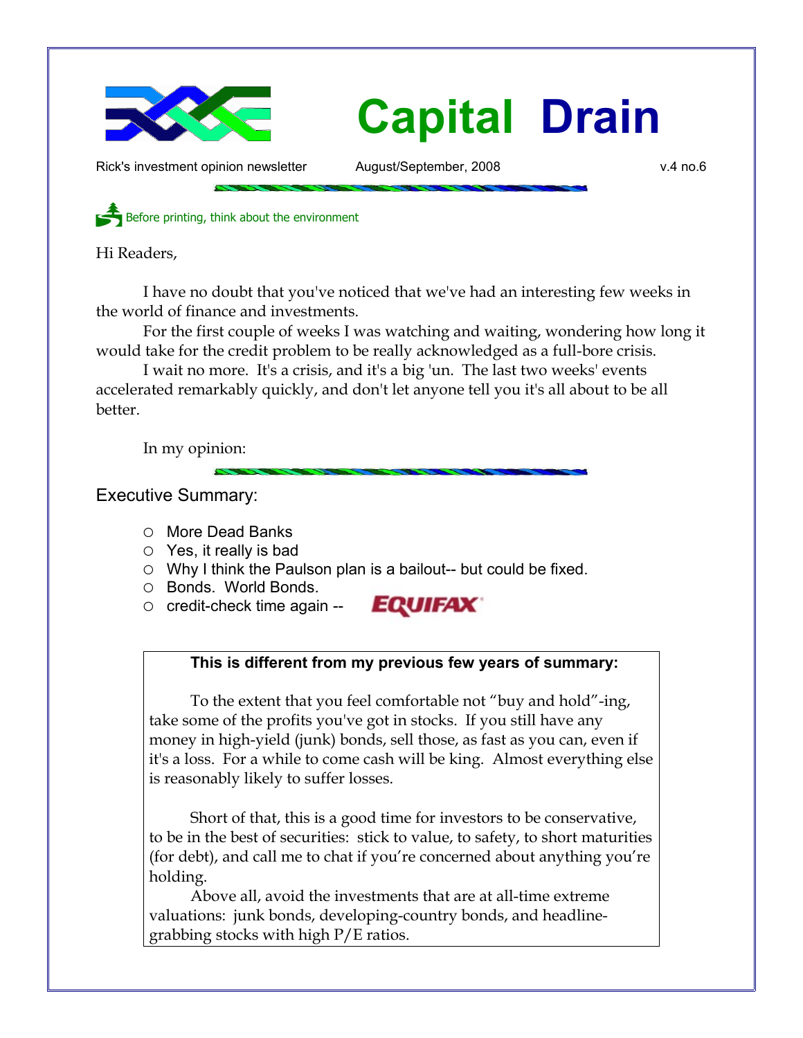# Capital Drain

Rick's investment opinion newsletter August/September, 2008 v.4 no.6

Before printing, think about the environment

Hi Readers,

I have no doubt that you've noticed that we've had an interesting few weeks in the world of finance and investments.

For the first couple of weeks I was watching and waiting, wondering how long it would take for the credit problem to be really acknowledged as a full-bore crisis.

I wait no more. It's a crisis, and it's a big 'un. The last two weeks' events accelerated remarkably quickly, and don't let anyone tell you it's all about to be all better.

In my opinion:

## Executive Summary:

- More Dead Banks
- Yes, it really is bad
- Why I think the Paulson plan is a bailout-- but could be fixed.
- Bonds. World Bonds.
- credit-check time again -- EQUIFAX

**This is different from my previous few years of summary:**

To the extent that you feel comfortable not "buy and hold"-ing, take some of the profits you've got in stocks. If you still have any money in high-yield (junk) bonds, sell those, as fast as you can, even if it's a loss. For a while to come cash will be king. Almost everything else is reasonably likely to suffer losses.

Short of that, this is a good time for investors to be conservative, to be in the best of securities: stick to value, to safety, to short maturities (for debt), and call me to chat if you're concerned about anything you're holding.

Above all, avoid the investments that are at all-time extreme valuations: junk bonds, developing-country bonds, and headline-grabbing stocks with high P/E ratios.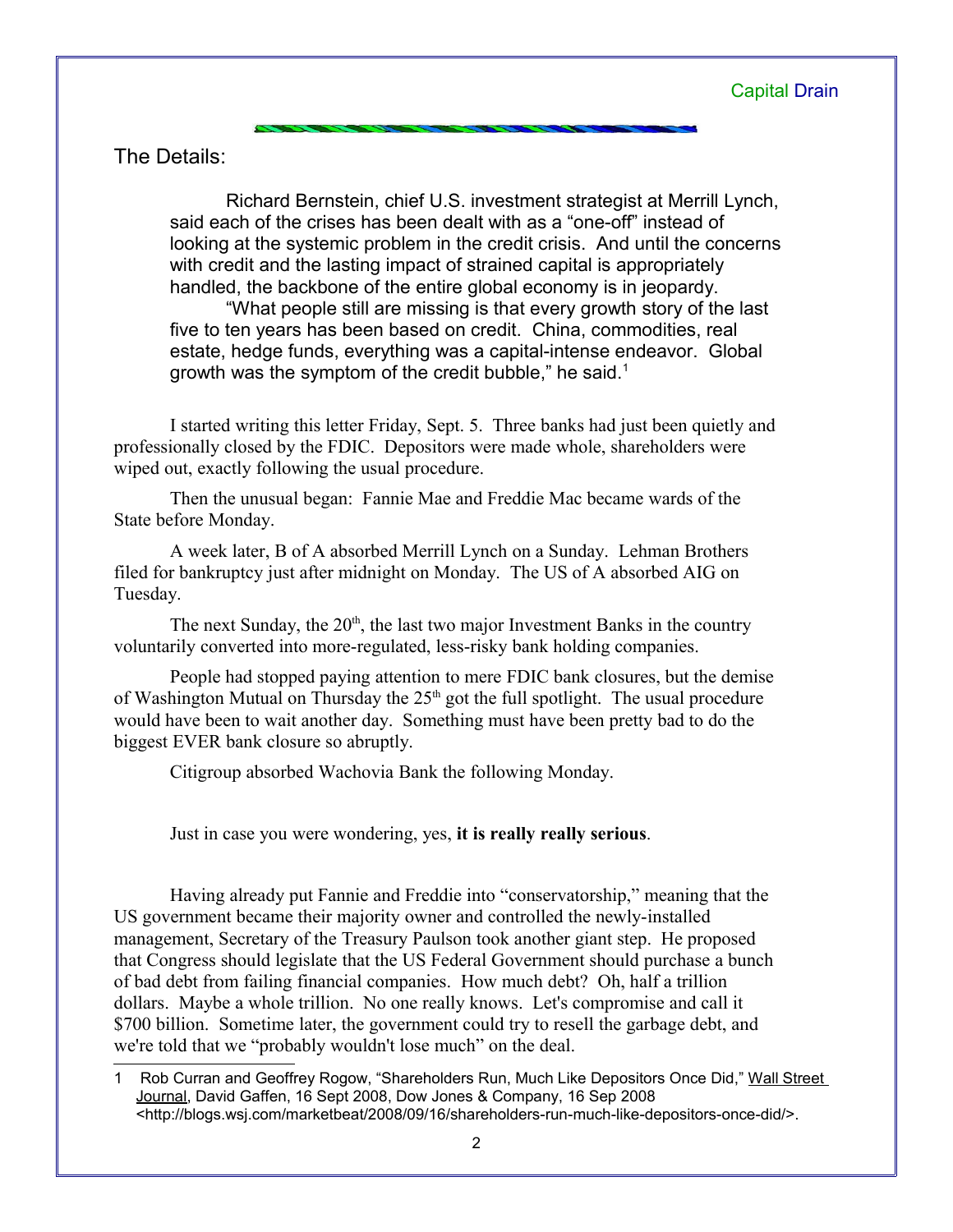## The Details:

> Richard Bernstein, chief U.S. investment strategist at Merrill Lynch, said each of the crises has been dealt with as a "one-off" instead of looking at the systemic problem in the credit crisis. And until the concerns with credit and the lasting impact of strained capital is appropriately handled, the backbone of the entire global economy is in jeopardy.
>
> "What people still are missing is that every growth story of the last five to ten years has been based on credit. China, commodities, real estate, hedge funds, everything was a capital-intense endeavor. Global growth was the symptom of the credit bubble," he said.[1]

I started writing this letter Friday, Sept. 5. Three banks had just been quietly and professionally closed by the FDIC. Depositors were made whole, shareholders were wiped out, exactly following the usual procedure.

Then the unusual began: Fannie Mae and Freddie Mac became wards of the State before Monday.

A week later, B of A absorbed Merrill Lynch on a Sunday. Lehman Brothers filed for bankruptcy just after midnight on Monday. The US of A absorbed AIG on Tuesday.

The next Sunday, the 20th, the last two major Investment Banks in the country voluntarily converted into more-regulated, less-risky bank holding companies.

People had stopped paying attention to mere FDIC bank closures, but the demise of Washington Mutual on Thursday the 25th got the full spotlight. The usual procedure would have been to wait another day. Something must have been pretty bad to do the biggest EVER bank closure so abruptly.

Citigroup absorbed Wachovia Bank the following Monday.

Just in case you were wondering, yes, **it is really really serious**.

Having already put Fannie and Freddie into "conservatorship," meaning that the US government became their majority owner and controlled the newly-installed management, Secretary of the Treasury Paulson took another giant step. He proposed that Congress should legislate that the US Federal Government should purchase a bunch of bad debt from failing financial companies. How much debt? Oh, half a trillion dollars. Maybe a whole trillion. No one really knows. Let's compromise and call it $700 billion. Sometime later, the government could try to resell the garbage debt, and we're told that we "probably wouldn't lose much" on the deal.

---

1 Rob Curran and Geoffrey Rogow, "Shareholders Run, Much Like Depositors Once Did," Wall Street Journal, David Gaffen, 16 Sept 2008, Dow Jones & Company, 16 Sep 2008 <http://blogs.wsj.com/marketbeat/2008/09/16/shareholders-run-much-like-depositors-once-did/>.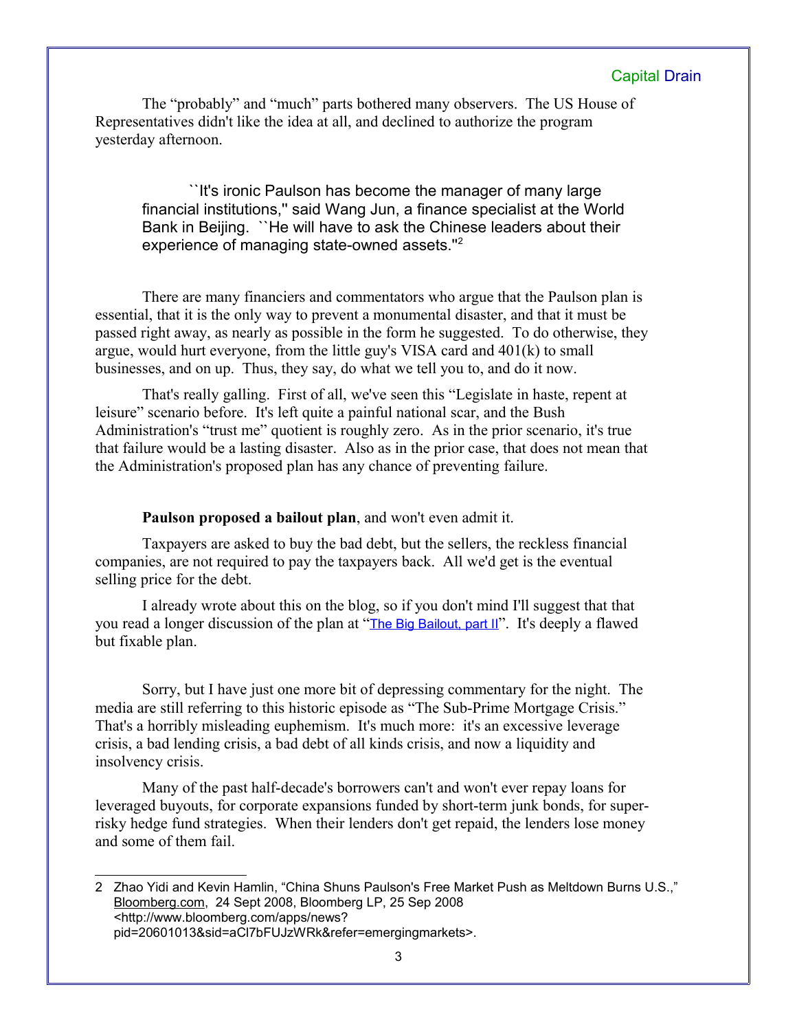The "probably" and "much" parts bothered many observers. The US House of Representatives didn't like the idea at all, and declined to authorize the program yesterday afternoon.

> ``It's ironic Paulson has become the manager of many large financial institutions,'' said Wang Jun, a finance specialist at the World Bank in Beijing. ``He will have to ask the Chinese leaders about their experience of managing state-owned assets.''[2]

There are many financiers and commentators who argue that the Paulson plan is essential, that it is the only way to prevent a monumental disaster, and that it must be passed right away, as nearly as possible in the form he suggested. To do otherwise, they argue, would hurt everyone, from the little guy's VISA card and 401(k) to small businesses, and on up. Thus, they say, do what we tell you to, and do it now.

That's really galling. First of all, we've seen this "Legislate in haste, repent at leisure" scenario before. It's left quite a painful national scar, and the Bush Administration's "trust me" quotient is roughly zero. As in the prior scenario, it's true that failure would be a lasting disaster. Also as in the prior case, that does not mean that the Administration's proposed plan has any chance of preventing failure.

**Paulson proposed a bailout plan**, and won't even admit it.

Taxpayers are asked to buy the bad debt, but the sellers, the reckless financial companies, are not required to pay the taxpayers back. All we'd get is the eventual selling price for the debt.

I already wrote about this on the blog, so if you don't mind I'll suggest that that you read a longer discussion of the plan at "The Big Bailout, part II". It's deeply a flawed but fixable plan.

Sorry, but I have just one more bit of depressing commentary for the night. The media are still referring to this historic episode as "The Sub-Prime Mortgage Crisis." That's a horribly misleading euphemism. It's much more: it's an excessive leverage crisis, a bad lending crisis, a bad debt of all kinds crisis, and now a liquidity and insolvency crisis.

Many of the past half-decade's borrowers can't and won't ever repay loans for leveraged buyouts, for corporate expansions funded by short-term junk bonds, for super-risky hedge fund strategies. When their lenders don't get repaid, the lenders lose money and some of them fail.

---

2 Zhao Yidi and Kevin Hamlin, "China Shuns Paulson's Free Market Push as Meltdown Burns U.S.," Bloomberg.com, 24 Sept 2008, Bloomberg LP, 25 Sep 2008 <http://www.bloomberg.com/apps/news?pid=20601013&sid=aCl7bFUJzWRk&refer=emergingmarkets>.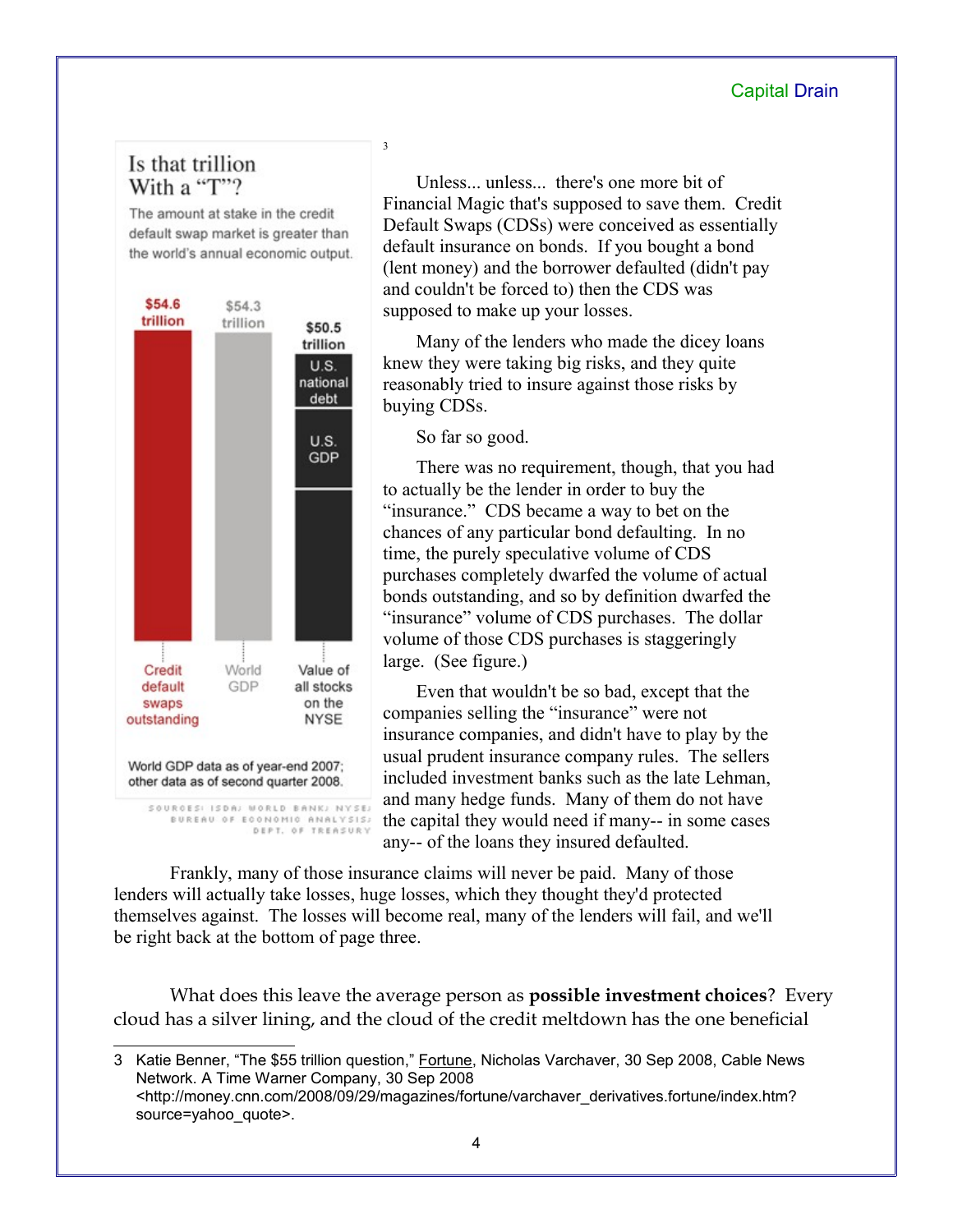Is that trillion
With a "T"?

The amount at stake in the credit default swap market is greater than the world's annual economic output.

$54.6 trillion

$54.3 trillion

$50.5 trillion

U.S. national debt

U.S. GDP

Credit default swaps outstanding

World GDP

Value of all stocks on the NYSE

World GDP data as of year-end 2007; other data as of second quarter 2008.

SOURCES: ISDA; WORLD BANK; NYSE; BUREAU OF ECONOMIC ANALYSIS; DEPT. OF TREASURY

[3]

Unless... unless... there's one more bit of Financial Magic that's supposed to save them. Credit Default Swaps (CDSs) were conceived as essentially default insurance on bonds. If you bought a bond (lent money) and the borrower defaulted (didn't pay and couldn't be forced to) then the CDS was supposed to make up your losses.

Many of the lenders who made the dicey loans knew they were taking big risks, and they quite reasonably tried to insure against those risks by buying CDSs.

So far so good.

There was no requirement, though, that you had to actually be the lender in order to buy the "insurance." CDS became a way to bet on the chances of any particular bond defaulting. In no time, the purely speculative volume of CDS purchases completely dwarfed the volume of actual bonds outstanding, and so by definition dwarfed the "insurance" volume of CDS purchases. The dollar volume of those CDS purchases is staggeringly large. (See figure.)

Even that wouldn't be so bad, except that the companies selling the "insurance" were not insurance companies, and didn't have to play by the usual prudent insurance company rules. The sellers included investment banks such as the late Lehman, and many hedge funds. Many of them do not have the capital they would need if many-- in some cases any-- of the loans they insured defaulted.

Frankly, many of those insurance claims will never be paid. Many of those lenders will actually take losses, huge losses, which they thought they'd protected themselves against. The losses will become real, many of the lenders will fail, and we'll be right back at the bottom of page three.

What does this leave the average person as **possible investment choices**? Every cloud has a silver lining, and the cloud of the credit meltdown has the one beneficial

---

3 Katie Benner, "The $55 trillion question," Fortune, Nicholas Varchaver, 30 Sep 2008, Cable News Network. A Time Warner Company, 30 Sep 2008 <http://money.cnn.com/2008/09/29/magazines/fortune/varchaver_derivatives.fortune/index.htm?source=yahoo_quote>.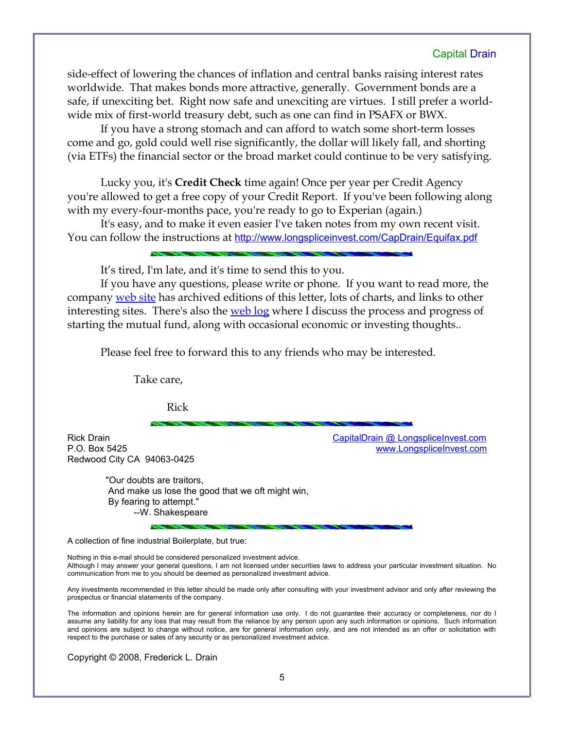side-effect of lowering the chances of inflation and central banks raising interest rates worldwide. That makes bonds more attractive, generally. Government bonds are a safe, if unexciting bet. Right now safe and unexciting are virtues. I still prefer a world-wide mix of first-world treasury debt, such as one can find in PSAFX or BWX.

If you have a strong stomach and can afford to watch some short-term losses come and go, gold could well rise significantly, the dollar will likely fall, and shorting (via ETFs) the financial sector or the broad market could continue to be very satisfying.

Lucky you, it's **Credit Check** time again! Once per year per Credit Agency you're allowed to get a free copy of your Credit Report. If you've been following along with my every-four-months pace, you're ready to go to Experian (again.)

It's easy, and to make it even easier I've taken notes from my own recent visit. You can follow the instructions at [http://www.longspliceinvest.com/CapDrain/Equifax.pdf](http://www.longspliceinvest.com/CapDrain/Equifax.pdf)

---

It's tired, I'm late, and it's time to send this to you.

If you have any questions, please write or phone. If you want to read more, the company [web site](http://www.LongspliceInvest.com) has archived editions of this letter, lots of charts, and links to other interesting sites. There's also the [web log](#) where I discuss the process and progress of starting the mutual fund, along with occasional economic or investing thoughts..

Please feel free to forward this to any friends who may be interested.

Take care,

Rick

---

Rick Drain
P.O. Box 5425
Redwood City CA 94063-0425

[CapitalDrain @ LongspliceInvest.com](mailto:CapitalDrain@LongspliceInvest.com)
[www.LongspliceInvest.com](http://www.LongspliceInvest.com)

"Our doubts are traitors,
And make us lose the good that we oft might win,
By fearing to attempt."
--W. Shakespeare

---

A collection of fine industrial Boilerplate, but true:

Nothing in this e-mail should be considered personalized investment advice.
Although I may answer your general questions, I am not licensed under securities laws to address your particular investment situation. No communication from me to you should be deemed as personalized investment advice.

Any investments recommended in this letter should be made only after consulting with your investment advisor and only after reviewing the prospectus or financial statements of the company.

The information and opinions herein are for general information use only. I do not guarantee their accuracy or completeness, nor do I assume any liability for any loss that may result from the reliance by any person upon any such information or opinions. Such information and opinions are subject to change without notice, are for general information only, and are not intended as an offer or solicitation with respect to the purchase or sales of any security or as personalized investment advice.

Copyright © 2008, Frederick L. Drain